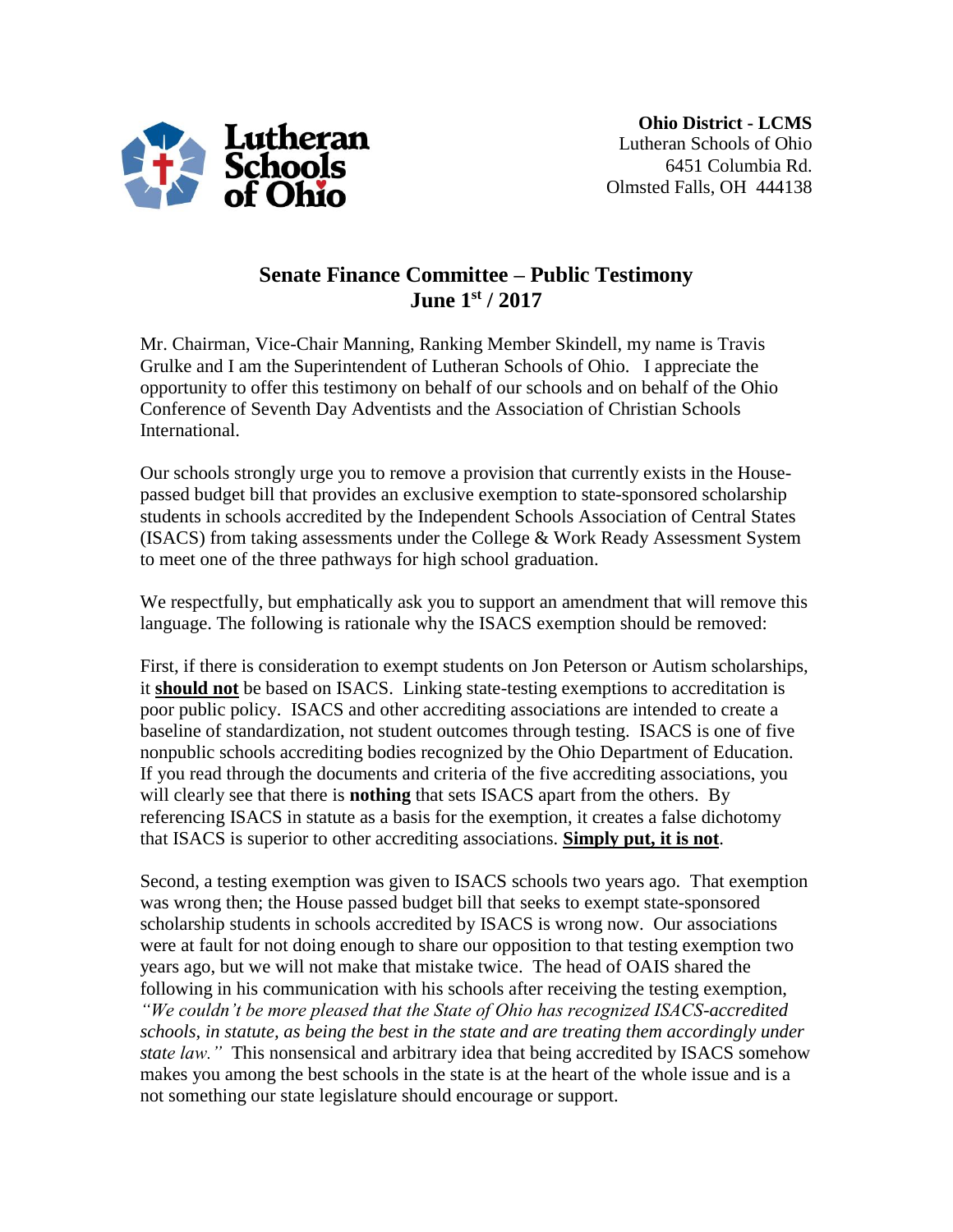**Ohio District - LCMS**
Lutheran Schools of Ohio
6451 Columbia Rd.
Olmsted Falls, OH 444138

## Senate Finance Committee – Public Testimony
## June 1st / 2017

Mr. Chairman, Vice-Chair Manning, Ranking Member Skindell, my name is Travis Grulke and I am the Superintendent of Lutheran Schools of Ohio. I appreciate the opportunity to offer this testimony on behalf of our schools and on behalf of the Ohio Conference of Seventh Day Adventists and the Association of Christian Schools International.

Our schools strongly urge you to remove a provision that currently exists in the House-passed budget bill that provides an exclusive exemption to state-sponsored scholarship students in schools accredited by the Independent Schools Association of Central States (ISACS) from taking assessments under the College & Work Ready Assessment System to meet one of the three pathways for high school graduation.

We respectfully, but emphatically ask you to support an amendment that will remove this language. The following is rationale why the ISACS exemption should be removed:

First, if there is consideration to exempt students on Jon Peterson or Autism scholarships, it **should not** be based on ISACS. Linking state-testing exemptions to accreditation is poor public policy. ISACS and other accrediting associations are intended to create a baseline of standardization, not student outcomes through testing. ISACS is one of five nonpublic schools accrediting bodies recognized by the Ohio Department of Education. If you read through the documents and criteria of the five accrediting associations, you will clearly see that there is **nothing** that sets ISACS apart from the others. By referencing ISACS in statute as a basis for the exemption, it creates a false dichotomy that ISACS is superior to other accrediting associations. **Simply put, it is not**.

Second, a testing exemption was given to ISACS schools two years ago. That exemption was wrong then; the House passed budget bill that seeks to exempt state-sponsored scholarship students in schools accredited by ISACS is wrong now. Our associations were at fault for not doing enough to share our opposition to that testing exemption two years ago, but we will not make that mistake twice. The head of OAIS shared the following in his communication with his schools after receiving the testing exemption, *"We couldn't be more pleased that the State of Ohio has recognized ISACS-accredited schools, in statute, as being the best in the state and are treating them accordingly under state law."* This nonsensical and arbitrary idea that being accredited by ISACS somehow makes you among the best schools in the state is at the heart of the whole issue and is a not something our state legislature should encourage or support.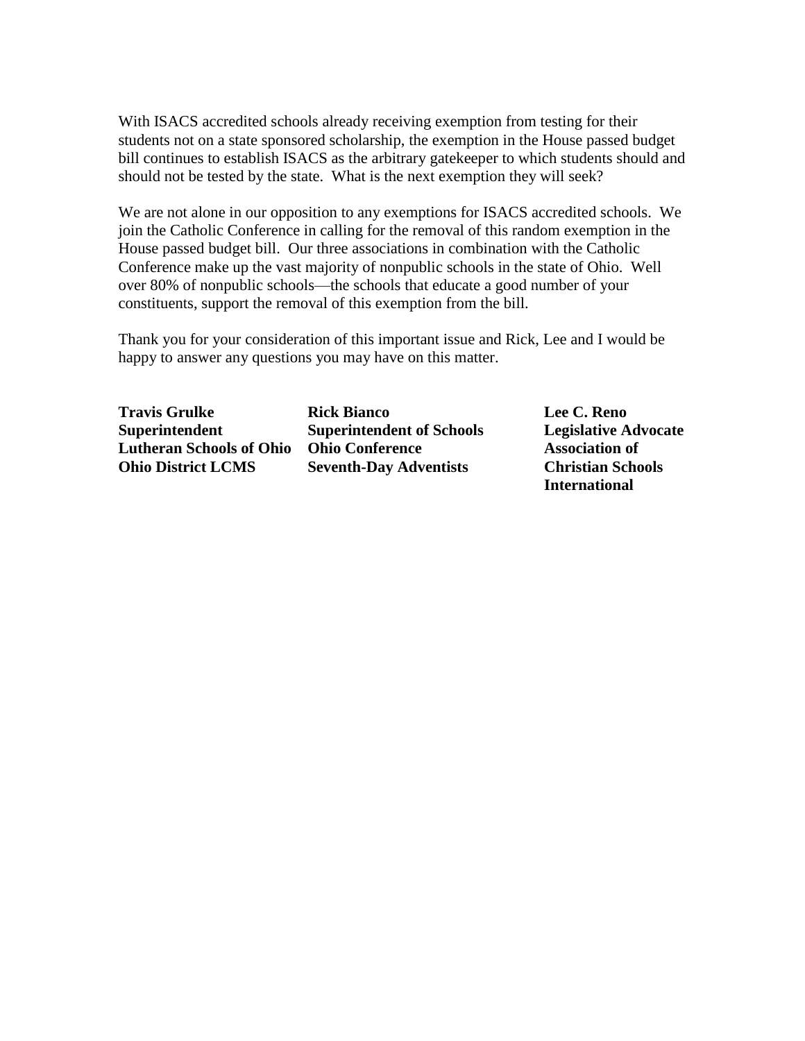With ISACS accredited schools already receiving exemption from testing for their students not on a state sponsored scholarship, the exemption in the House passed budget bill continues to establish ISACS as the arbitrary gatekeeper to which students should and should not be tested by the state. What is the next exemption they will seek?

We are not alone in our opposition to any exemptions for ISACS accredited schools. We join the Catholic Conference in calling for the removal of this random exemption in the House passed budget bill. Our three associations in combination with the Catholic Conference make up the vast majority of nonpublic schools in the state of Ohio. Well over 80% of nonpublic schools—the schools that educate a good number of your constituents, support the removal of this exemption from the bill.

Thank you for your consideration of this important issue and Rick, Lee and I would be happy to answer any questions you may have on this matter.

**Travis Grulke**
**Superintendent**
**Lutheran Schools of Ohio**
**Ohio District LCMS**

**Rick Bianco**
**Superintendent of Schools**
**Ohio Conference**
**Seventh-Day Adventists**

**Lee C. Reno**
**Legislative Advocate**
**Association of Christian Schools International**